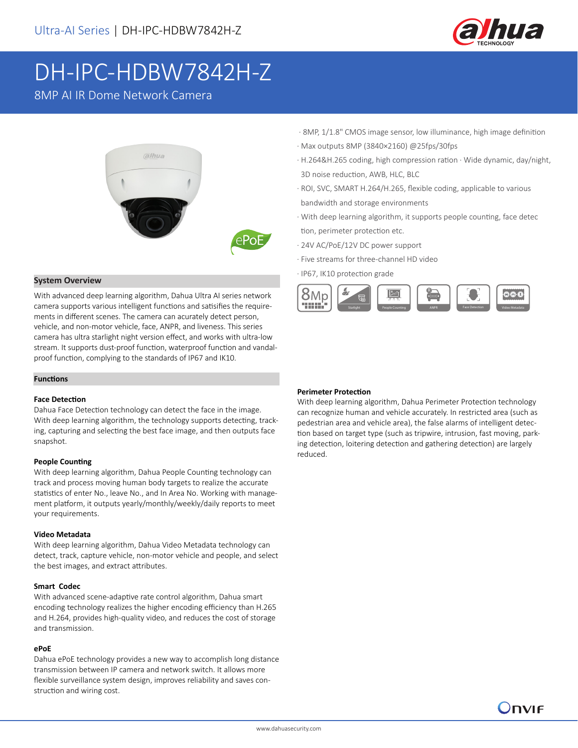Ultra-AI Series | DH-IPC-HDBW7842H-Z

# DH-IPC-HDBW7842H-Z

8MP AI IR Dome Network Camera

- 8MP, 1/1.8" CMOS image sensor, low illuminance, high image definition
- Max outputs 8MP (3840×2160) @25fps/30fps
- H.264&H.265 coding, high compression ration · Wide dynamic, day/night, 3D noise reduction, AWB, HLC, BLC
- ROI, SVC, SMART H.264/H.265, flexible coding, applicable to various bandwidth and storage environments
- With deep learning algorithm, it supports people counting, face detec tion, perimeter protection etc.
- 24V AC/PoE/12V DC power support
- Five streams for three-channel HD video
- IP67, IK10 protection grade

## System Overview

With advanced deep learning algorithm, Dahua Ultra AI series network camera supports various intelligent functions and satisifies the requirements in different scenes. The camera can acurately detect person, vehicle, and non-motor vehicle, face, ANPR, and liveness. This series camera has ultra starlight night version effect, and works with ultra-low stream. It supports dust-proof function, waterproof function and vandal-proof function, complying to the standards of IP67 and IK10.

## Functions

### Face Detection

Dahua Face Detection technology can detect the face in the image. With deep learning algorithm, the technology supports detecting, tracking, capturing and selecting the best face image, and then outputs face snapshot.

### People Counting

With deep learning algorithm, Dahua People Counting technology can track and process moving human body targets to realize the accurate statistics of enter No., leave No., and In Area No. Working with management platform, it outputs yearly/monthly/weekly/daily reports to meet your requirements.

### Video Metadata

With deep learning algorithm, Dahua Video Metadata technology can detect, track, capture vehicle, non-motor vehicle and people, and select the best images, and extract attributes.

### Smart Codec

With advanced scene-adaptive rate control algorithm, Dahua smart encoding technology realizes the higher encoding efficiency than H.265 and H.264, provides high-quality video, and reduces the cost of storage and transmission.

### ePoE

Dahua ePoE technology provides a new way to accomplish long distance transmission between IP camera and network switch. It allows more flexible surveillance system design, improves reliability and saves construction and wiring cost.

### Perimeter Protection

With deep learning algorithm, Dahua Perimeter Protection technology can recognize human and vehicle accurately. In restricted area (such as pedestrian area and vehicle area), the false alarms of intelligent detection based on target type (such as tripwire, intrusion, fast moving, parking detection, loitering detection and gathering detection) are largely reduced.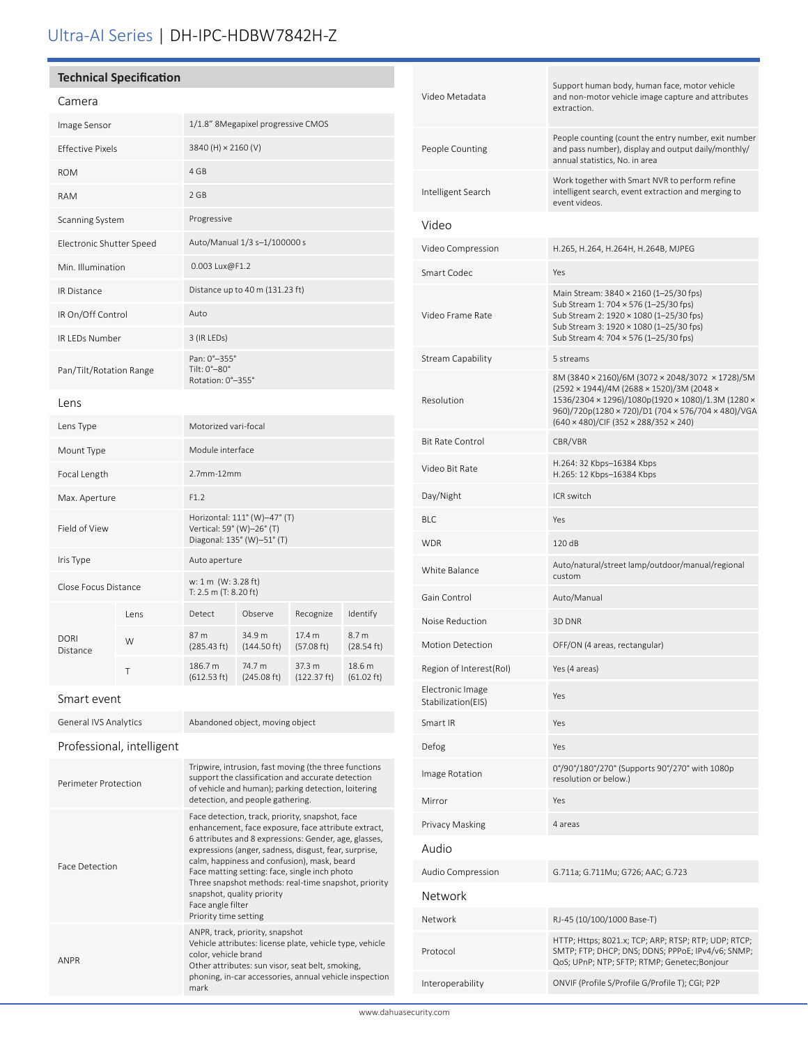# Ultra-AI Series | DH-IPC-HDBW7842H-Z

## Technical Specification

### Camera

| | |
|---|---|
| Image Sensor | 1/1.8" 8Megapixel progressive CMOS |
| Effective Pixels | 3840 (H) × 2160 (V) |
| ROM | 4 GB |
| RAM | 2 GB |
| Scanning System | Progressive |
| Electronic Shutter Speed | Auto/Manual 1/3 s–1/100000 s |
| Min. Illumination | 0.003 Lux@F1.2 |
| IR Distance | Distance up to 40 m (131.23 ft) |
| IR On/Off Control | Auto |
| IR LEDs Number | 3 (IR LEDs) |
| Pan/Tilt/Rotation Range | Pan: 0°–355°<br>Tilt: 0°–80°<br>Rotation: 0°–355° |

### Lens

| | | | | | |
|---|---|---|---|---|---|
| Lens Type | | Motorized vari-focal | | | |
| Mount Type | | Module interface | | | |
| Focal Length | | 2.7mm-12mm | | | |
| Max. Aperture | | F1.2 | | | |
| Field of View | | Horizontal: 111° (W)–47° (T)<br>Vertical: 59° (W)–26° (T)<br>Diagonal: 135° (W)–51° (T) | | | |
| Iris Type | | Auto aperture | | | |
| Close Focus Distance | | w: 1 m (W: 3.28 ft)<br>T: 2.5 m (T: 8.20 ft) | | | |
| DORI Distance | Lens | Detect | Observe | Recognize | Identify |
| | W | 87 m (285.43 ft) | 34.9 m (144.50 ft) | 17.4 m (57.08 ft) | 8.7 m (28.54 ft) |
| | T | 186.7 m (612.53 ft) | 74.7 m (245.08 ft) | 37.3 m (122.37 ft) | 18.6 m (61.02 ft) |

### Smart event

| | |
|---|---|
| General IVS Analytics | Abandoned object, moving object |

### Professional, intelligent

| | |
|---|---|
| Perimeter Protection | Tripwire, intrusion, fast moving (the three functions support the classification and accurate detection of vehicle and human); parking detection, loitering detection, and people gathering. |
| Face Detection | Face detection, track, priority, snapshot, face enhancement, face exposure, face attribute extract, 6 attributes and 8 expressions: Gender, age, glasses, expressions (anger, sadness, disgust, fear, surprise, calm, happiness and confusion), mask, beard<br>Face matting setting: face, single inch photo<br>Three snapshot methods: real-time snapshot, priority snapshot, quality priority<br>Face angle filter<br>Priority time setting |
| ANPR | ANPR, track, priority, snapshot<br>Vehicle attributes: license plate, vehicle type, vehicle color, vehicle brand<br>Other attributes: sun visor, seat belt, smoking, phoning, in-car accessories, annual vehicle inspection mark |
| Video Metadata | Support human body, human face, motor vehicle and non-motor vehicle image capture and attributes extraction. |
| People Counting | People counting (count the entry number, exit number and pass number), display and output daily/monthly/annual statistics, No. in area |
| Intelligent Search | Work together with Smart NVR to perform refine intelligent search, event extraction and merging to event videos. |

### Video

| | |
|---|---|
| Video Compression | H.265, H.264, H.264H, H.264B, MJPEG |
| Smart Codec | Yes |
| Video Frame Rate | Main Stream: 3840 × 2160 (1–25/30 fps)<br>Sub Stream 1: 704 × 576 (1–25/30 fps)<br>Sub Stream 2: 1920 × 1080 (1–25/30 fps)<br>Sub Stream 3: 1920 × 1080 (1–25/30 fps)<br>Sub Stream 4: 704 × 576 (1–25/30 fps) |
| Stream Capability | 5 streams |
| Resolution | 8M (3840 × 2160)/6M (3072 × 2048/3072 × 1728)/5M (2592 × 1944)/4M (2688 × 1520)/3M (2048 × 1536/2304 × 1296)/1080p(1920 × 1080)/1.3M (1280 × 960)/720p(1280 × 720)/D1 (704 × 576/704 × 480)/VGA (640 × 480)/CIF (352 × 288/352 × 240) |
| Bit Rate Control | CBR/VBR |
| Video Bit Rate | H.264: 32 Kbps–16384 Kbps<br>H.265: 12 Kbps–16384 Kbps |
| Day/Night | ICR switch |
| BLC | Yes |
| WDR | 120 dB |
| White Balance | Auto/natural/street lamp/outdoor/manual/regional custom |
| Gain Control | Auto/Manual |
| Noise Reduction | 3D DNR |
| Motion Detection | OFF/ON (4 areas, rectangular) |
| Region of Interest(RoI) | Yes (4 areas) |
| Electronic Image Stabilization(EIS) | Yes |
| Smart IR | Yes |
| Defog | Yes |
| Image Rotation | 0°/90°/180°/270° (Supports 90°/270° with 1080p resolution or below.) |
| Mirror | Yes |
| Privacy Masking | 4 areas |

### Audio

| | |
|---|---|
| Audio Compression | G.711a; G.711Mu; G726; AAC; G.723 |

### Network

| | |
|---|---|
| Network | RJ-45 (10/100/1000 Base-T) |
| Protocol | HTTP; Https; 8021.x; TCP; ARP; RTSP; RTP; UDP; RTCP; SMTP; FTP; DHCP; DNS; DDNS; PPPoE; IPv4/v6; SNMP; QoS; UPnP; NTP; SFTP; RTMP; Genetec;Bonjour |
| Interoperability | ONVIF (Profile S/Profile G/Profile T); CGI; P2P |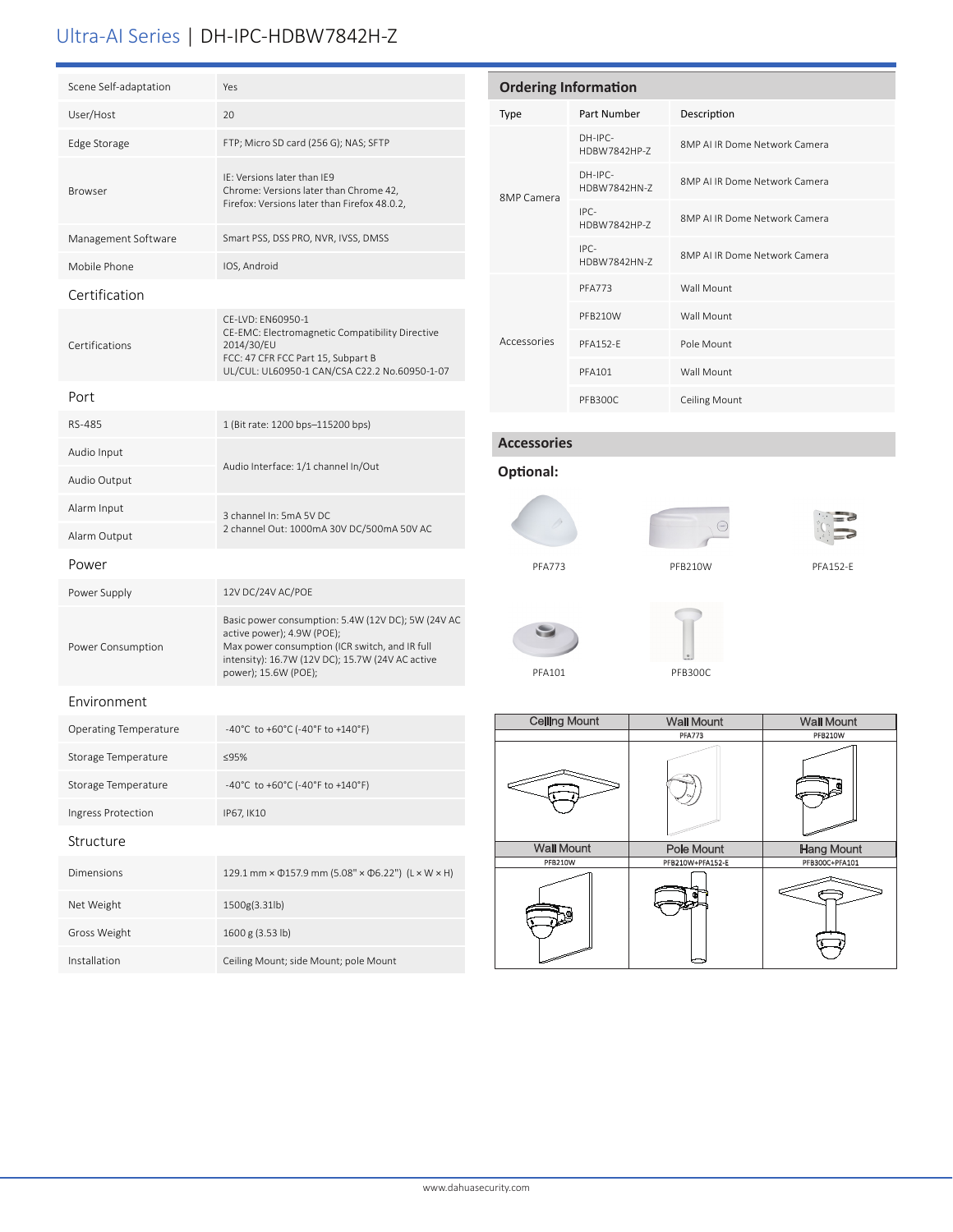# Ultra-AI Series | DH-IPC-HDBW7842H-Z

| | |
|---|---|
| Scene Self-adaptation | Yes |
| User/Host | 20 |
| Edge Storage | FTP; Micro SD card (256 G); NAS; SFTP |
| Browser | IE: Versions later than IE9<br>Chrome: Versions later than Chrome 42,<br>Firefox: Versions later than Firefox 48.0.2, |
| Management Software | Smart PSS, DSS PRO, NVR, IVSS, DMSS |
| Mobile Phone | IOS, Android |

## Certification

| | |
|---|---|
| Certifications | CE-LVD: EN60950-1<br>CE-EMC: Electromagnetic Compatibility Directive 2014/30/EU<br>FCC: 47 CFR FCC Part 15, Subpart B<br>UL/CUL: UL60950-1 CAN/CSA C22.2 No.60950-1-07 |

## Port

| | |
|---|---|
| RS-485 | 1 (Bit rate: 1200 bps–115200 bps) |
| Audio Input | Audio Interface: 1/1 channel In/Out |
| Audio Output | |
| Alarm Input | 3 channel In: 5mA 5V DC<br>2 channel Out: 1000mA 30V DC/500mA 50V AC |
| Alarm Output | |

## Power

| | |
|---|---|
| Power Supply | 12V DC/24V AC/POE |
| Power Consumption | Basic power consumption: 5.4W (12V DC); 5W (24V AC active power); 4.9W (POE);<br>Max power consumption (ICR switch, and IR full intensity): 16.7W (12V DC); 15.7W (24V AC active power); 15.6W (POE); |

## Environment

| | |
|---|---|
| Operating Temperature | -40°C to +60°C (-40°F to +140°F) |
| Storage Temperature | ≤95% |
| Storage Temperature | -40°C to +60°C (-40°F to +140°F) |
| Ingress Protection | IP67, IK10 |

## Structure

| | |
|---|---|
| Dimensions | 129.1 mm × Φ157.9 mm (5.08" × Φ6.22") (L × W × H) |
| Net Weight | 1500g(3.31lb) |
| Gross Weight | 1600 g (3.53 lb) |
| Installation | Ceiling Mount; side Mount; pole Mount |

## Ordering Information

| Type | Part Number | Description |
|---|---|---|
| 8MP Camera | DH-IPC-HDBW7842HP-Z | 8MP AI IR Dome Network Camera |
| | DH-IPC-HDBW7842HN-Z | 8MP AI IR Dome Network Camera |
| | IPC-HDBW7842HP-Z | 8MP AI IR Dome Network Camera |
| | IPC-HDBW7842HN-Z | 8MP AI IR Dome Network Camera |
| Accessories | PFA773 | Wall Mount |
| | PFB210W | Wall Mount |
| | PFA152-E | Pole Mount |
| | PFA101 | Wall Mount |
| | PFB300C | Ceiling Mount |

## Accessories

**Optional:**

PFA773

PFB210W

PFA152-E

PFA101

PFB300C

| Ceiling Mount | Wall Mount | Wall Mount |
|---|---|---|
| | PFA773 | PFB210W |

| Wall Mount | Pole Mount | Hang Mount |
|---|---|---|
| PFB210W | PFB210W+PFA152-E | PFB300C+PFA101 |

www.dahuasecurity.com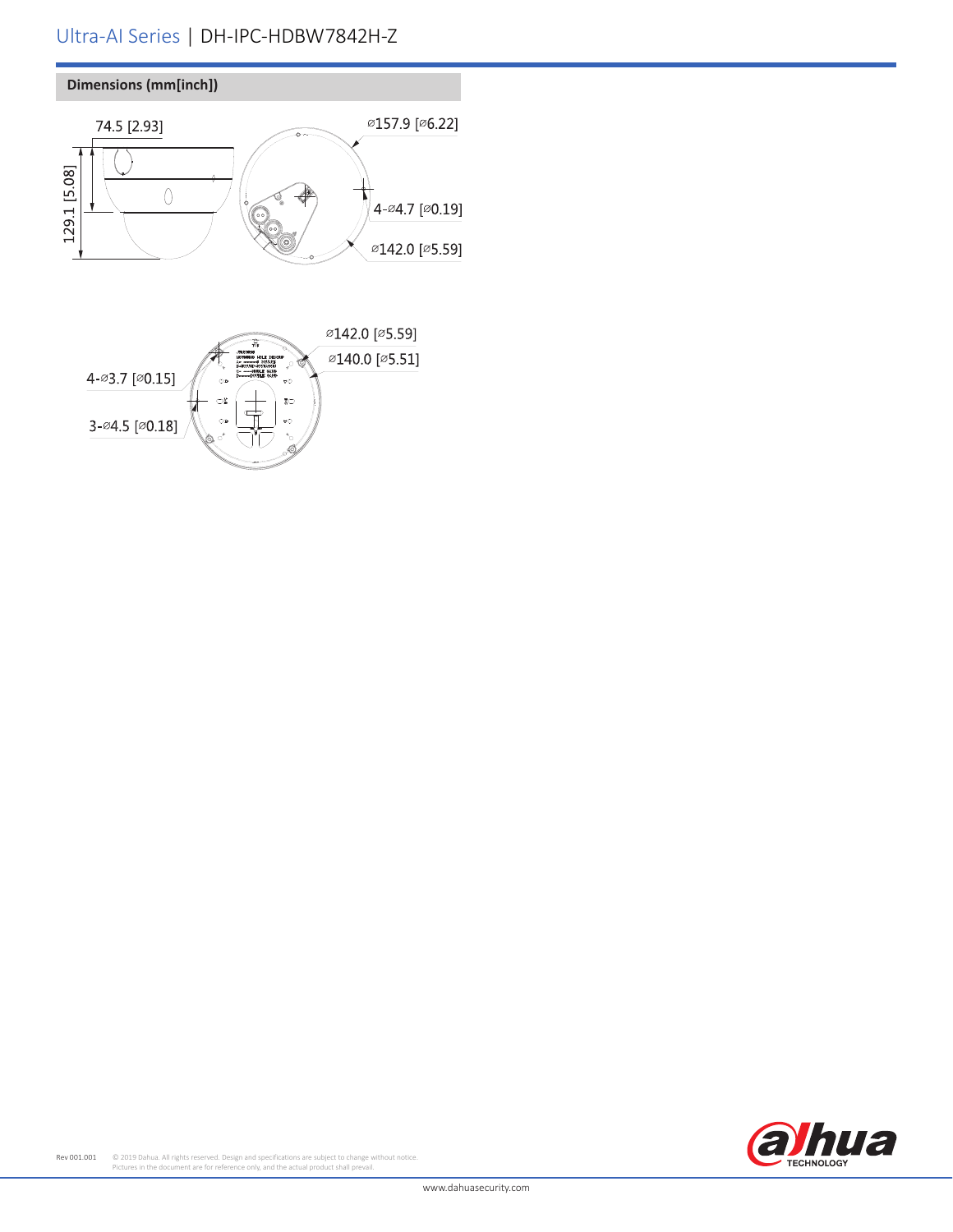## Dimensions (mm[inch])

74.5 [2.93]

129.1 [5.08]

ø157.9 [ø6.22]

4-ø4.7 [ø0.19]

ø142.0 [ø5.59]

ø142.0 [ø5.59]

ø140.0 [ø5.51]

4-ø3.7 [ø0.15]

3-ø4.5 [ø0.18]

Rev 001.001 © 2019 Dahua. All rights reserved. Design and specifications are subject to change without notice. Pictures in the document are for reference only, and the actual product shall prevail.

www.dahuasecurity.com